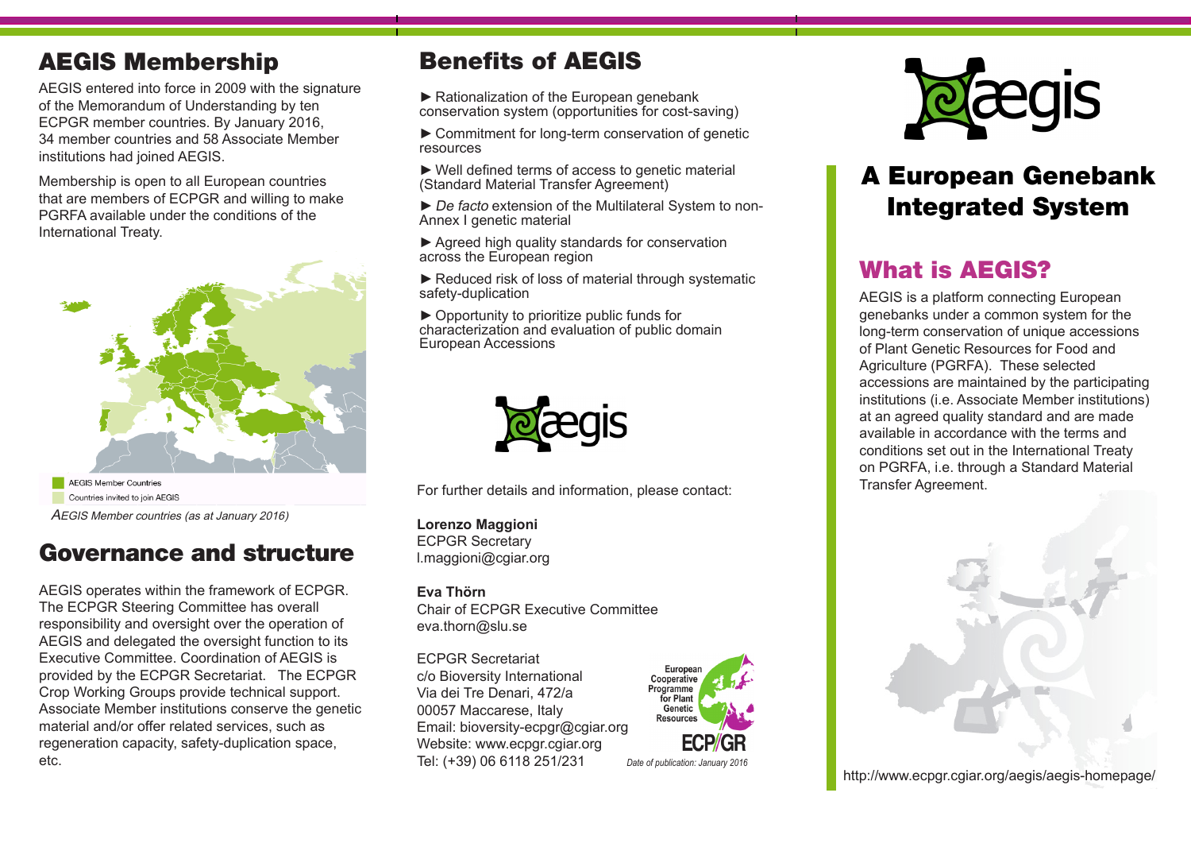## AEGIS Membership

AEGIS entered into force in 2009 with the signature of the Memorandum of Understanding by ten ECPGR member countries. By January 2016, 34 member countries and 58 Associate Member institutions had joined AEGIS.

Membership is open to all European countries that are members of ECPGR and willing to make PGRFA available under the conditions of the International Treaty.

AEGIS Member Countries
Countries invited to join AEGIS

*AEGIS Member countries (as at January 2016)*

## Governance and structure

AEGIS operates within the framework of ECPGR. The ECPGR Steering Committee has overall responsibility and oversight over the operation of AEGIS and delegated the oversight function to its Executive Committee. Coordination of AEGIS is provided by the ECPGR Secretariat. The ECPGR Crop Working Groups provide technical support. Associate Member institutions conserve the genetic material and/or offer related services, such as regeneration capacity, safety-duplication space, etc.

## Benefits of AEGIS

- ► Rationalization of the European genebank conservation system (opportunities for cost-saving)
- ► Commitment for long-term conservation of genetic resources
- ► Well defined terms of access to genetic material (Standard Material Transfer Agreement)
- ► *De facto* extension of the Multilateral System to non-Annex I genetic material
- ► Agreed high quality standards for conservation across the European region
- ► Reduced risk of loss of material through systematic safety-duplication
- ► Opportunity to prioritize funds for characterization and evaluation of public domain European Accessions

aegis

For further details and information, please contact:

**Lorenzo Maggioni**
ECPGR Secretary
l.maggioni@cgiar.org

**Eva Thörn**
Chair of ECPGR Executive Committee
eva.thorn@slu.se

ECPGR Secretariat
c/o Bioversity International
Via dei Tre Denari, 472/a
00057 Maccarese, Italy
Email: bioversity-ecpgr@cgiar.org
Website: www.ecpgr.cgiar.org
Tel: (+39) 06 6118 251/231

European Cooperative Programme for Plant Genetic Resources
ECP/GR

*Date of publication: January 2016*

aegis

# A European Genebank Integrated System

## What is AEGIS?

AEGIS is a platform connecting European genebanks under a common system for the long-term conservation of unique accessions of Plant Genetic Resources for Food and Agriculture (PGRFA). These selected accessions are maintained by the participating institutions (i.e. Associate Member institutions) at an agreed quality standard and are made available in accordance with the terms and conditions set out in the International Treaty on PGRFA, i.e. through a Standard Material Transfer Agreement.

http://www.ecpgr.cgiar.org/aegis/aegis-homepage/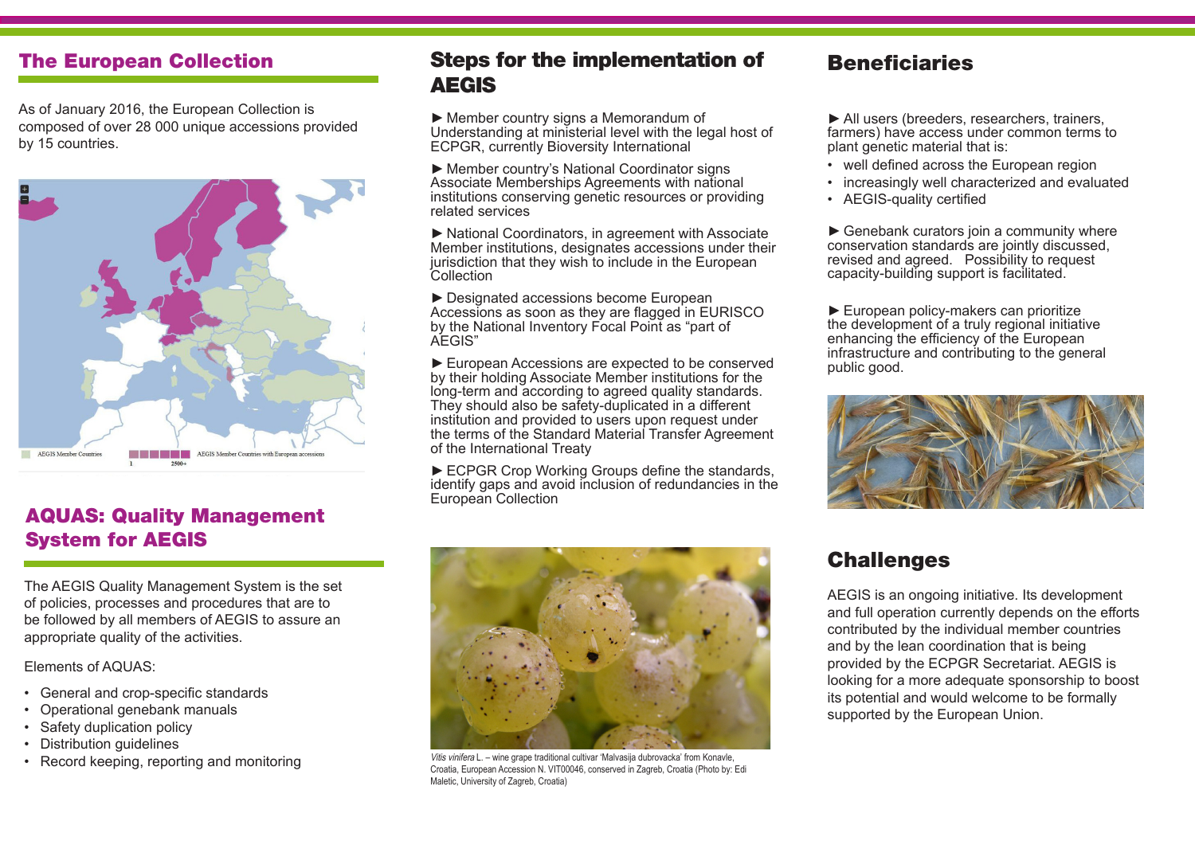## The European Collection

As of January 2016, the European Collection is composed of over 28 000 unique accessions provided by 15 countries.

AEGIS Member Countries

AEGIS Member Countries with European accessions

1

2500+

## AQUAS: Quality Management System for AEGIS

The AEGIS Quality Management System is the set of policies, processes and procedures that are to be followed by all members of AEGIS to assure an appropriate quality of the activities.

Elements of AQUAS:

- General and crop-specific standards
- Operational genebank manuals
- Safety duplication policy
- Distribution guidelines
- Record keeping, reporting and monitoring

## Steps for the implementation of AEGIS

► Member country signs a Memorandum of Understanding at ministerial level with the legal host of ECPGR, currently Bioversity International

► Member country's National Coordinator signs Associate Memberships Agreements with national institutions conserving genetic resources or providing related services

► National Coordinators, in agreement with Associate Member institutions, designates accessions under their jurisdiction that they wish to include in the European Collection

► Designated accessions become European Accessions as soon as they are flagged in EURISCO by the National Inventory Focal Point as "part of AEGIS"

► European Accessions are expected to be conserved by their holding Associate Member institutions for the long-term and according to agreed quality standards. They should also be safety-duplicated in a different institution and provided to users upon request under the terms of the Standard Material Transfer Agreement of the International Treaty

► ECPGR Crop Working Groups define the standards, identify gaps and avoid inclusion of redundancies in the European Collection

*Vitis vinifera* L. – wine grape traditional cultivar 'Malvasija dubrovacka' from Konavle, Croatia, European Accession N. VIT00046, conserved in Zagreb, Croatia (Photo by: Edi Maletic, University of Zagreb, Croatia)

## Beneficiaries

► All users (breeders, researchers, trainers, farmers) have access under common terms to plant genetic material that is:

- well defined across the European region
- increasingly well characterized and evaluated
- AEGIS-quality certified

► Genebank curators join a community where conservation standards are jointly discussed, revised and agreed. Possibility to request capacity-building support is facilitated.

► European policy-makers can prioritize the development of a truly regional initiative enhancing the efficiency of the European infrastructure and contributing to the general public good.

## Challenges

AEGIS is an ongoing initiative. Its development and full operation currently depends on the efforts contributed by the individual member countries and by the lean coordination that is being provided by the ECPGR Secretariat. AEGIS is looking for a more adequate sponsorship to boost its potential and would welcome to be formally supported by the European Union.